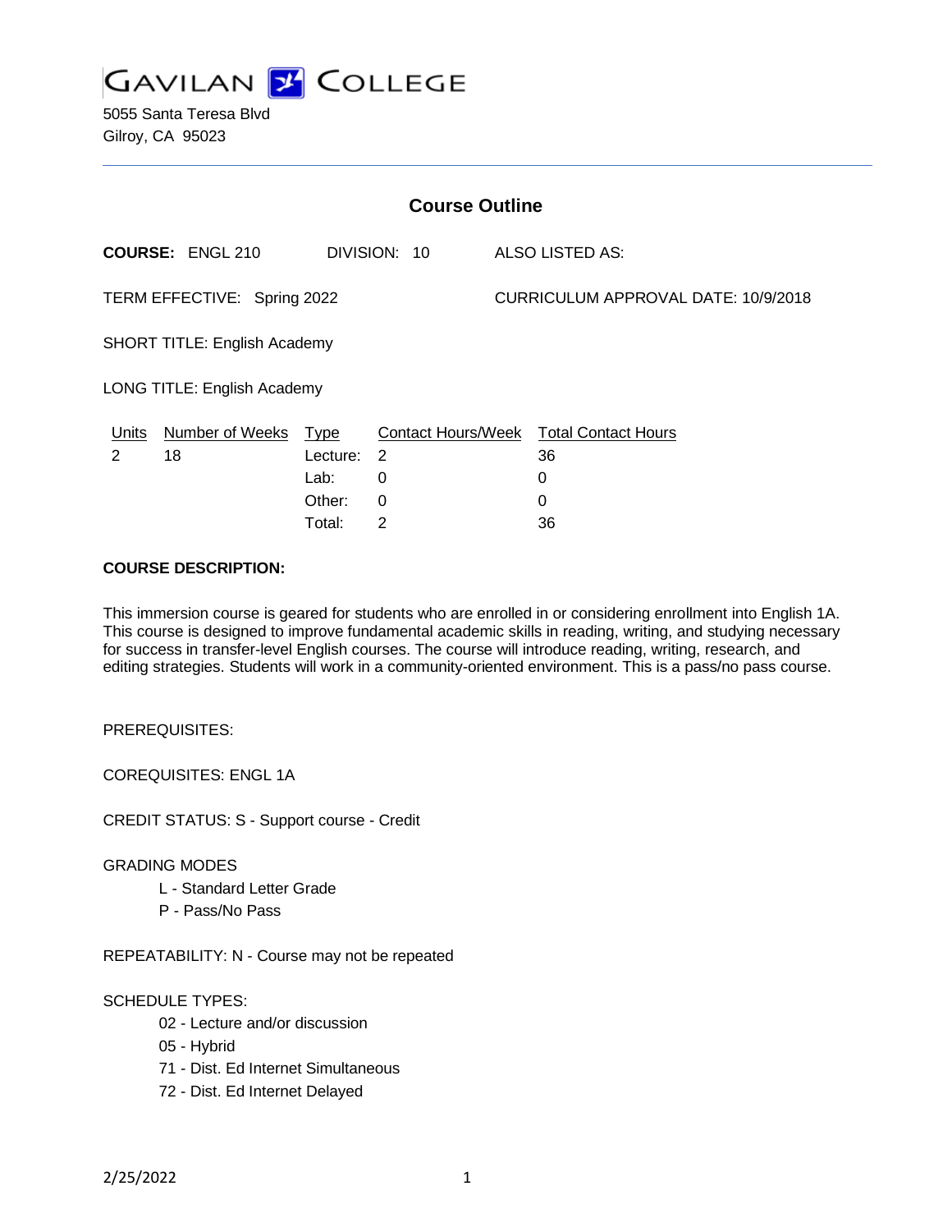# GAVILAN COLLEGE

5055 Santa Teresa Blvd
Gilroy, CA 95023

## Course Outline

**COURSE:** ENGL 210 DIVISION: 10 ALSO LISTED AS:

TERM EFFECTIVE: Spring 2022 CURRICULUM APPROVAL DATE: 10/9/2018

SHORT TITLE: English Academy

LONG TITLE: English Academy

| Units | Number of Weeks | Type | Contact Hours/Week | Total Contact Hours |
|---|---|---|---|---|
| 2 | 18 | Lecture: | 2 | 36 |
| | | Lab: | 0 | 0 |
| | | Other: | 0 | 0 |
| | | Total: | 2 | 36 |

**COURSE DESCRIPTION:**

This immersion course is geared for students who are enrolled in or considering enrollment into English 1A. This course is designed to improve fundamental academic skills in reading, writing, and studying necessary for success in transfer-level English courses. The course will introduce reading, writing, research, and editing strategies. Students will work in a community-oriented environment. This is a pass/no pass course.

PREREQUISITES:

COREQUISITES: ENGL 1A

CREDIT STATUS: S - Support course - Credit

GRADING MODES

- L - Standard Letter Grade
- P - Pass/No Pass

REPEATABILITY: N - Course may not be repeated

SCHEDULE TYPES:

- 02 - Lecture and/or discussion
- 05 - Hybrid
- 71 - Dist. Ed Internet Simultaneous
- 72 - Dist. Ed Internet Delayed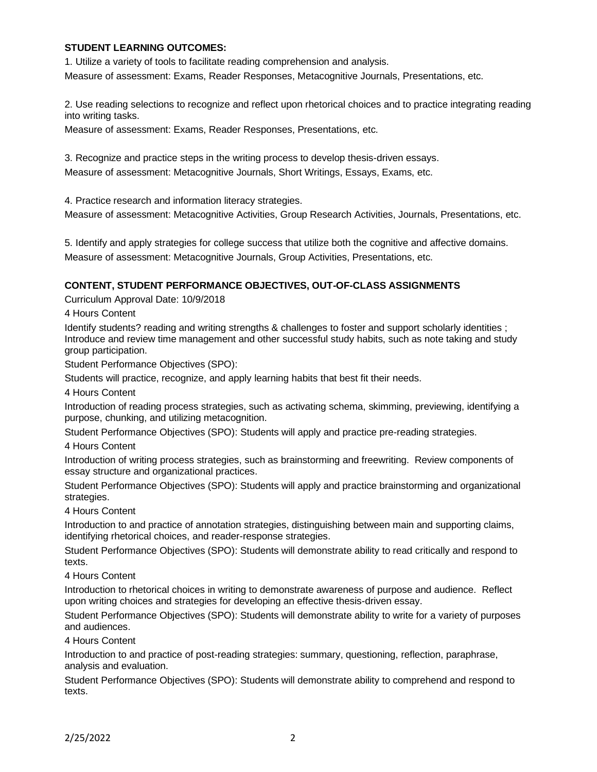**STUDENT LEARNING OUTCOMES:**

1. Utilize a variety of tools to facilitate reading comprehension and analysis.
Measure of assessment: Exams, Reader Responses, Metacognitive Journals, Presentations, etc.

2. Use reading selections to recognize and reflect upon rhetorical choices and to practice integrating reading into writing tasks.
Measure of assessment: Exams, Reader Responses, Presentations, etc.

3. Recognize and practice steps in the writing process to develop thesis-driven essays.
Measure of assessment: Metacognitive Journals, Short Writings, Essays, Exams, etc.

4. Practice research and information literacy strategies.
Measure of assessment: Metacognitive Activities, Group Research Activities, Journals, Presentations, etc.

5. Identify and apply strategies for college success that utilize both the cognitive and affective domains.
Measure of assessment: Metacognitive Journals, Group Activities, Presentations, etc.

**CONTENT, STUDENT PERFORMANCE OBJECTIVES, OUT-OF-CLASS ASSIGNMENTS**

Curriculum Approval Date: 10/9/2018

4 Hours Content

Identify students? reading and writing strengths & challenges to foster and support scholarly identities ; Introduce and review time management and other successful study habits, such as note taking and study group participation.

Student Performance Objectives (SPO):

Students will practice, recognize, and apply learning habits that best fit their needs.

4 Hours Content

Introduction of reading process strategies, such as activating schema, skimming, previewing, identifying a purpose, chunking, and utilizing metacognition.

Student Performance Objectives (SPO): Students will apply and practice pre-reading strategies.

4 Hours Content

Introduction of writing process strategies, such as brainstorming and freewriting. Review components of essay structure and organizational practices.

Student Performance Objectives (SPO): Students will apply and practice brainstorming and organizational strategies.

4 Hours Content

Introduction to and practice of annotation strategies, distinguishing between main and supporting claims, identifying rhetorical choices, and reader-response strategies.

Student Performance Objectives (SPO): Students will demonstrate ability to read critically and respond to texts.

4 Hours Content

Introduction to rhetorical choices in writing to demonstrate awareness of purpose and audience. Reflect upon writing choices and strategies for developing an effective thesis-driven essay.

Student Performance Objectives (SPO): Students will demonstrate ability to write for a variety of purposes and audiences.

4 Hours Content

Introduction to and practice of post-reading strategies: summary, questioning, reflection, paraphrase, analysis and evaluation.

Student Performance Objectives (SPO): Students will demonstrate ability to comprehend and respond to texts.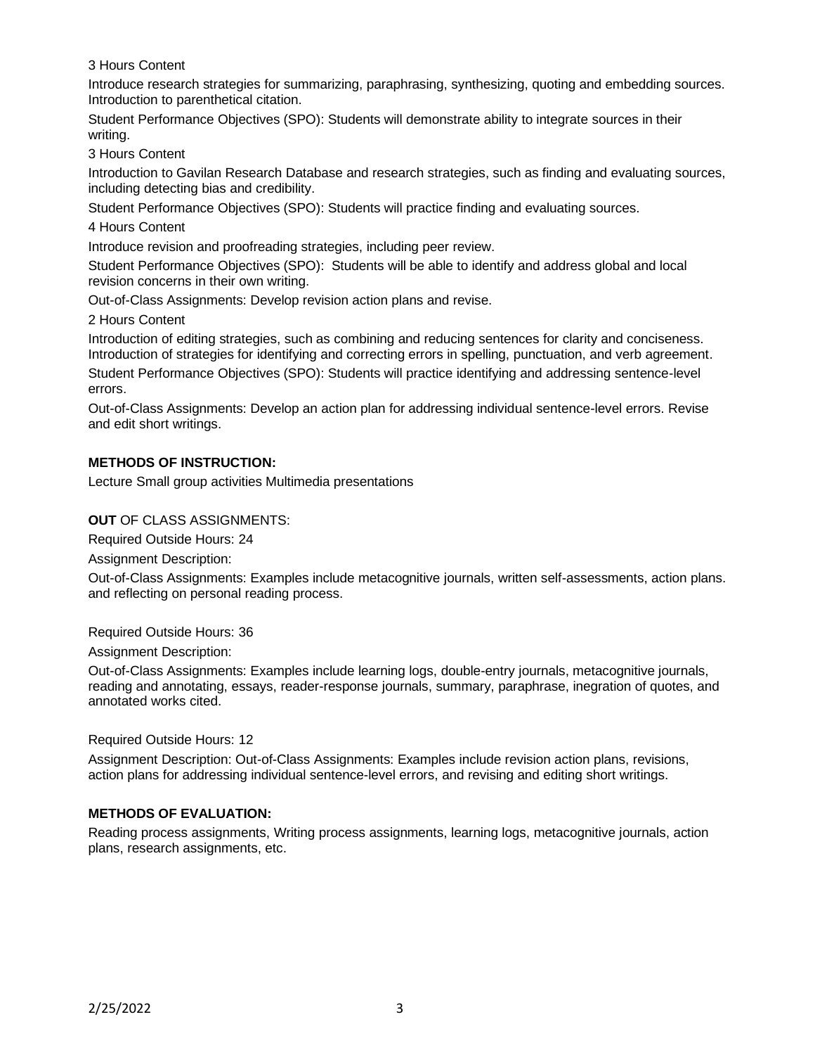3 Hours Content

Introduce research strategies for summarizing, paraphrasing, synthesizing, quoting and embedding sources. Introduction to parenthetical citation.

Student Performance Objectives (SPO): Students will demonstrate ability to integrate sources in their writing.

3 Hours Content

Introduction to Gavilan Research Database and research strategies, such as finding and evaluating sources, including detecting bias and credibility.

Student Performance Objectives (SPO): Students will practice finding and evaluating sources.

4 Hours Content

Introduce revision and proofreading strategies, including peer review.

Student Performance Objectives (SPO): Students will be able to identify and address global and local revision concerns in their own writing.

Out-of-Class Assignments: Develop revision action plans and revise.

2 Hours Content

Introduction of editing strategies, such as combining and reducing sentences for clarity and conciseness. Introduction of strategies for identifying and correcting errors in spelling, punctuation, and verb agreement.

Student Performance Objectives (SPO): Students will practice identifying and addressing sentence-level errors.

Out-of-Class Assignments: Develop an action plan for addressing individual sentence-level errors. Revise and edit short writings.

**METHODS OF INSTRUCTION:**

Lecture Small group activities Multimedia presentations

**OUT** OF CLASS ASSIGNMENTS:

Required Outside Hours: 24

Assignment Description:

Out-of-Class Assignments: Examples include metacognitive journals, written self-assessments, action plans. and reflecting on personal reading process.

Required Outside Hours: 36

Assignment Description:

Out-of-Class Assignments: Examples include learning logs, double-entry journals, metacognitive journals, reading and annotating, essays, reader-response journals, summary, paraphrase, inegration of quotes, and annotated works cited.

Required Outside Hours: 12

Assignment Description: Out-of-Class Assignments: Examples include revision action plans, revisions, action plans for addressing individual sentence-level errors, and revising and editing short writings.

**METHODS OF EVALUATION:**

Reading process assignments, Writing process assignments, learning logs, metacognitive journals, action plans, research assignments, etc.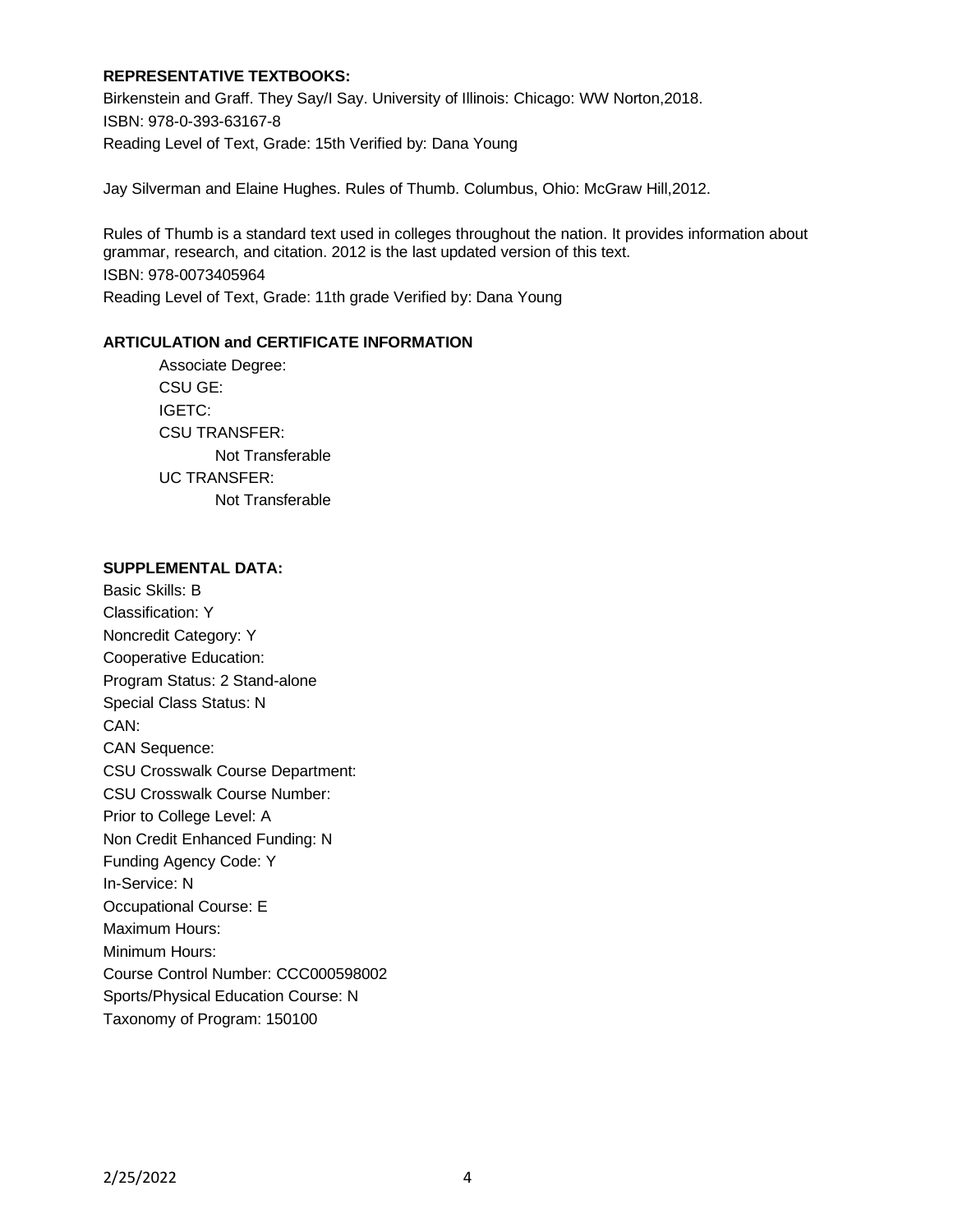**REPRESENTATIVE TEXTBOOKS:**

Birkenstein and Graff. They Say/I Say. University of Illinois: Chicago: WW Norton,2018.
ISBN: 978-0-393-63167-8
Reading Level of Text, Grade: 15th Verified by: Dana Young

Jay Silverman and Elaine Hughes. Rules of Thumb. Columbus, Ohio: McGraw Hill,2012.

Rules of Thumb is a standard text used in colleges throughout the nation. It provides information about grammar, research, and citation. 2012 is the last updated version of this text.
ISBN: 978-0073405964
Reading Level of Text, Grade: 11th grade Verified by: Dana Young

**ARTICULATION and CERTIFICATE INFORMATION**

Associate Degree:
CSU GE:
IGETC:
CSU TRANSFER:
 Not Transferable
UC TRANSFER:
 Not Transferable

**SUPPLEMENTAL DATA:**

Basic Skills: B
Classification: Y
Noncredit Category: Y
Cooperative Education:
Program Status: 2 Stand-alone
Special Class Status: N
CAN:
CAN Sequence:
CSU Crosswalk Course Department:
CSU Crosswalk Course Number:
Prior to College Level: A
Non Credit Enhanced Funding: N
Funding Agency Code: Y
In-Service: N
Occupational Course: E
Maximum Hours:
Minimum Hours:
Course Control Number: CCC000598002
Sports/Physical Education Course: N
Taxonomy of Program: 150100

2/25/2022